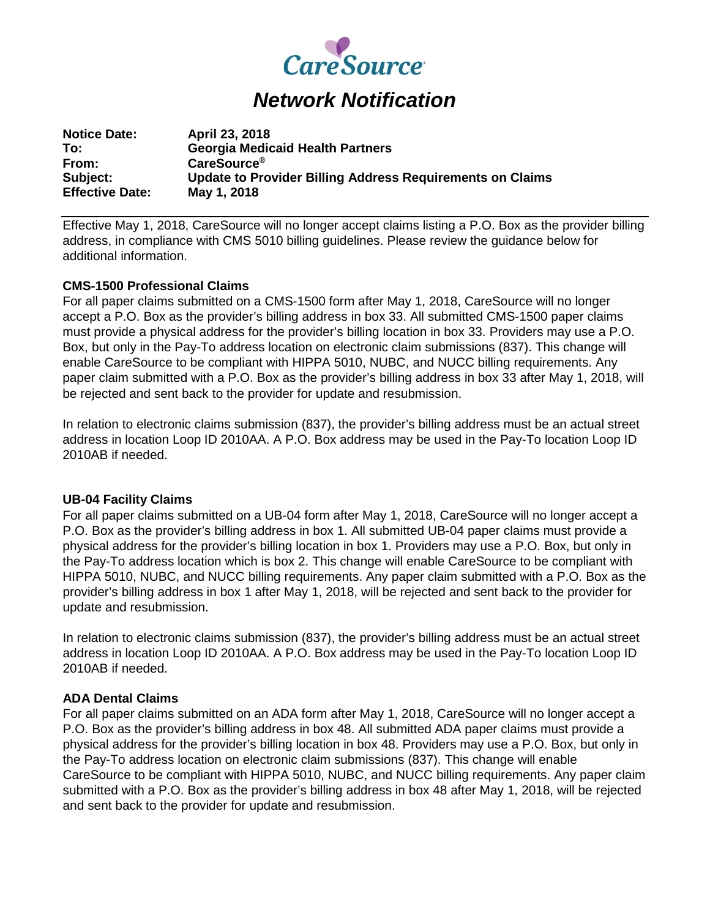CareSource®

# Network Notification

**Notice Date:** April 23, 2018
**To:** Georgia Medicaid Health Partners
**From:** CareSource®
**Subject:** Update to Provider Billing Address Requirements on Claims
**Effective Date:** May 1, 2018

---

Effective May 1, 2018, CareSource will no longer accept claims listing a P.O. Box as the provider billing address, in compliance with CMS 5010 billing guidelines. Please review the guidance below for additional information.

**CMS-1500 Professional Claims**

For all paper claims submitted on a CMS-1500 form after May 1, 2018, CareSource will no longer accept a P.O. Box as the provider's billing address in box 33. All submitted CMS-1500 paper claims must provide a physical address for the provider's billing location in box 33. Providers may use a P.O. Box, but only in the Pay-To address location on electronic claim submissions (837). This change will enable CareSource to be compliant with HIPPA 5010, NUBC, and NUCC billing requirements. Any paper claim submitted with a P.O. Box as the provider's billing address in box 33 after May 1, 2018, will be rejected and sent back to the provider for update and resubmission.

In relation to electronic claims submission (837), the provider's billing address must be an actual street address in location Loop ID 2010AA. A P.O. Box address may be used in the Pay-To location Loop ID 2010AB if needed.

**UB-04 Facility Claims**

For all paper claims submitted on a UB-04 form after May 1, 2018, CareSource will no longer accept a P.O. Box as the provider's billing address in box 1. All submitted UB-04 paper claims must provide a physical address for the provider's billing location in box 1. Providers may use a P.O. Box, but only in the Pay-To address location which is box 2. This change will enable CareSource to be compliant with HIPPA 5010, NUBC, and NUCC billing requirements. Any paper claim submitted with a P.O. Box as the provider's billing address in box 1 after May 1, 2018, will be rejected and sent back to the provider for update and resubmission.

In relation to electronic claims submission (837), the provider's billing address must be an actual street address in location Loop ID 2010AA. A P.O. Box address may be used in the Pay-To location Loop ID 2010AB if needed.

**ADA Dental Claims**

For all paper claims submitted on an ADA form after May 1, 2018, CareSource will no longer accept a P.O. Box as the provider's billing address in box 48. All submitted ADA paper claims must provide a physical address for the provider's billing location in box 48. Providers may use a P.O. Box, but only in the Pay-To address location on electronic claim submissions (837). This change will enable CareSource to be compliant with HIPPA 5010, NUBC, and NUCC billing requirements. Any paper claim submitted with a P.O. Box as the provider's billing address in box 48 after May 1, 2018, will be rejected and sent back to the provider for update and resubmission.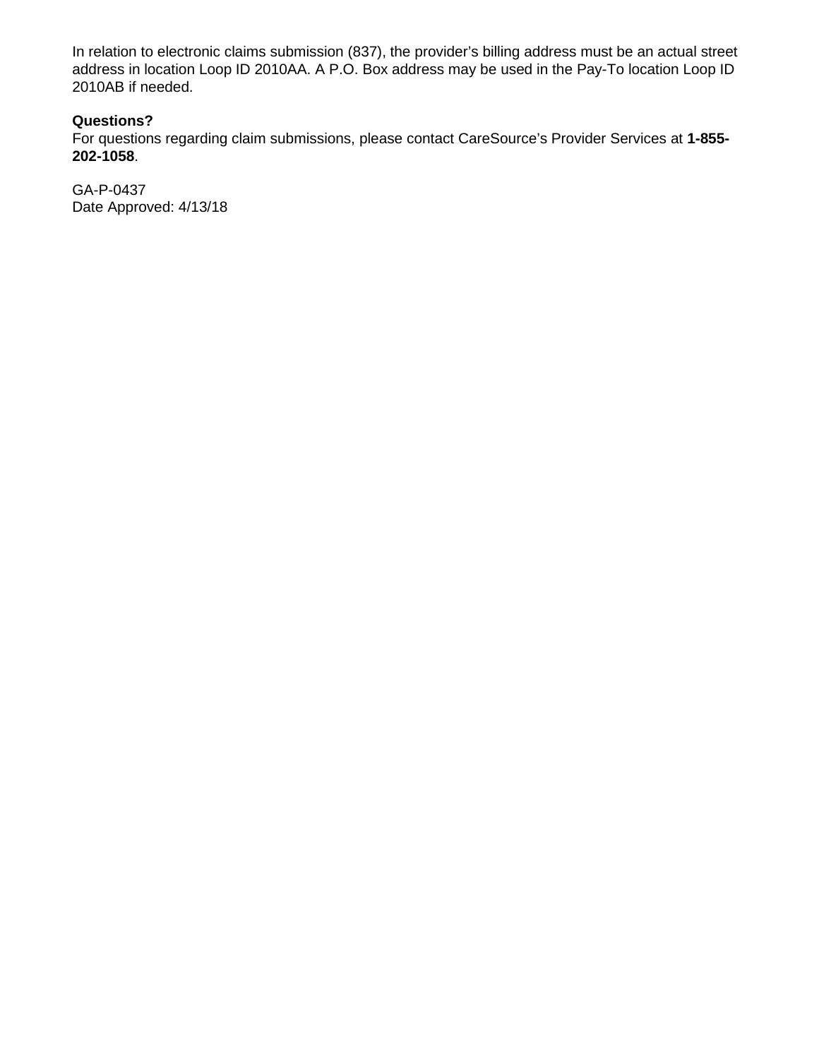In relation to electronic claims submission (837), the provider's billing address must be an actual street address in location Loop ID 2010AA. A P.O. Box address may be used in the Pay-To location Loop ID 2010AB if needed.

**Questions?**
For questions regarding claim submissions, please contact CareSource's Provider Services at **1-855-202-1058**.

GA-P-0437
Date Approved: 4/13/18